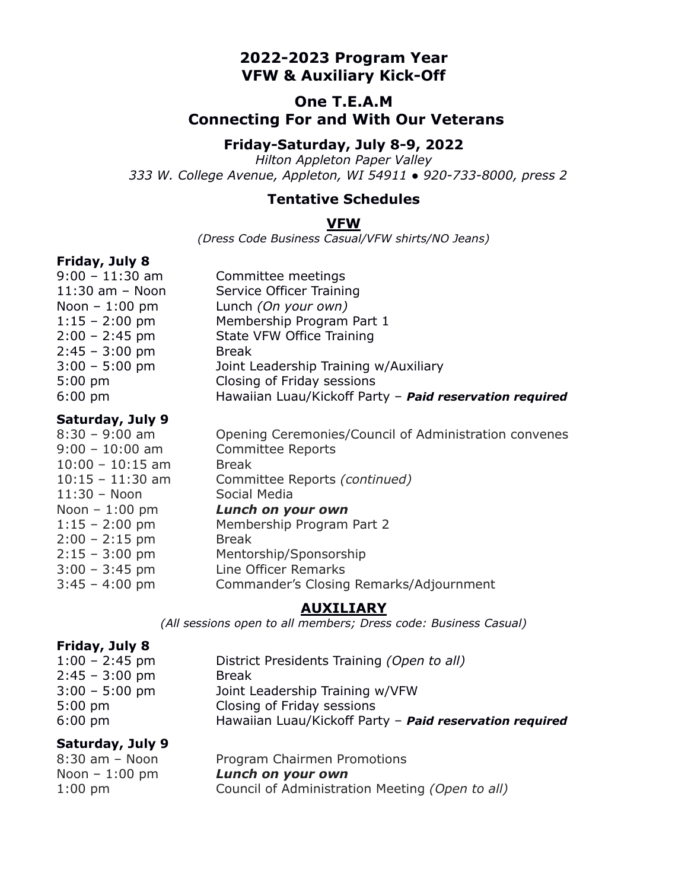# 2022-2023 Program Year
# VFW & Auxiliary Kick-Off

## One T.E.A.M
## Connecting For and With Our Veterans

### Friday-Saturday, July 8-9, 2022

*Hilton Appleton Paper Valley*
*333 W. College Avenue, Appleton, WI 54911 • 920-733-8000, press 2*

### Tentative Schedules

### VFW

*(Dress Code Business Casual/VFW shirts/NO Jeans)*

**Friday, July 8**

| | |
|---|---|
| 9:00 – 11:30 am | Committee meetings |
| 11:30 am – Noon | Service Officer Training |
| Noon – 1:00 pm | Lunch *(On your own)* |
| 1:15 – 2:00 pm | Membership Program Part 1 |
| 2:00 – 2:45 pm | State VFW Office Training |
| 2:45 – 3:00 pm | Break |
| 3:00 – 5:00 pm | Joint Leadership Training w/Auxiliary |
| 5:00 pm | Closing of Friday sessions |
| 6:00 pm | Hawaiian Luau/Kickoff Party – ***Paid reservation required*** |

**Saturday, July 9**

| | |
|---|---|
| 8:30 – 9:00 am | Opening Ceremonies/Council of Administration convenes |
| 9:00 – 10:00 am | Committee Reports |
| 10:00 – 10:15 am | Break |
| 10:15 – 11:30 am | Committee Reports *(continued)* |
| 11:30 – Noon | Social Media |
| Noon – 1:00 pm | ***Lunch on your own*** |
| 1:15 – 2:00 pm | Membership Program Part 2 |
| 2:00 – 2:15 pm | Break |
| 2:15 – 3:00 pm | Mentorship/Sponsorship |
| 3:00 – 3:45 pm | Line Officer Remarks |
| 3:45 – 4:00 pm | Commander's Closing Remarks/Adjournment |

### AUXILIARY

*(All sessions open to all members; Dress code: Business Casual)*

**Friday, July 8**

| | |
|---|---|
| 1:00 – 2:45 pm | District Presidents Training *(Open to all)* |
| 2:45 – 3:00 pm | Break |
| 3:00 – 5:00 pm | Joint Leadership Training w/VFW |
| 5:00 pm | Closing of Friday sessions |
| 6:00 pm | Hawaiian Luau/Kickoff Party – ***Paid reservation required*** |

**Saturday, July 9**

| | |
|---|---|
| 8:30 am – Noon | Program Chairmen Promotions |
| Noon – 1:00 pm | ***Lunch on your own*** |
| 1:00 pm | Council of Administration Meeting *(Open to all)* |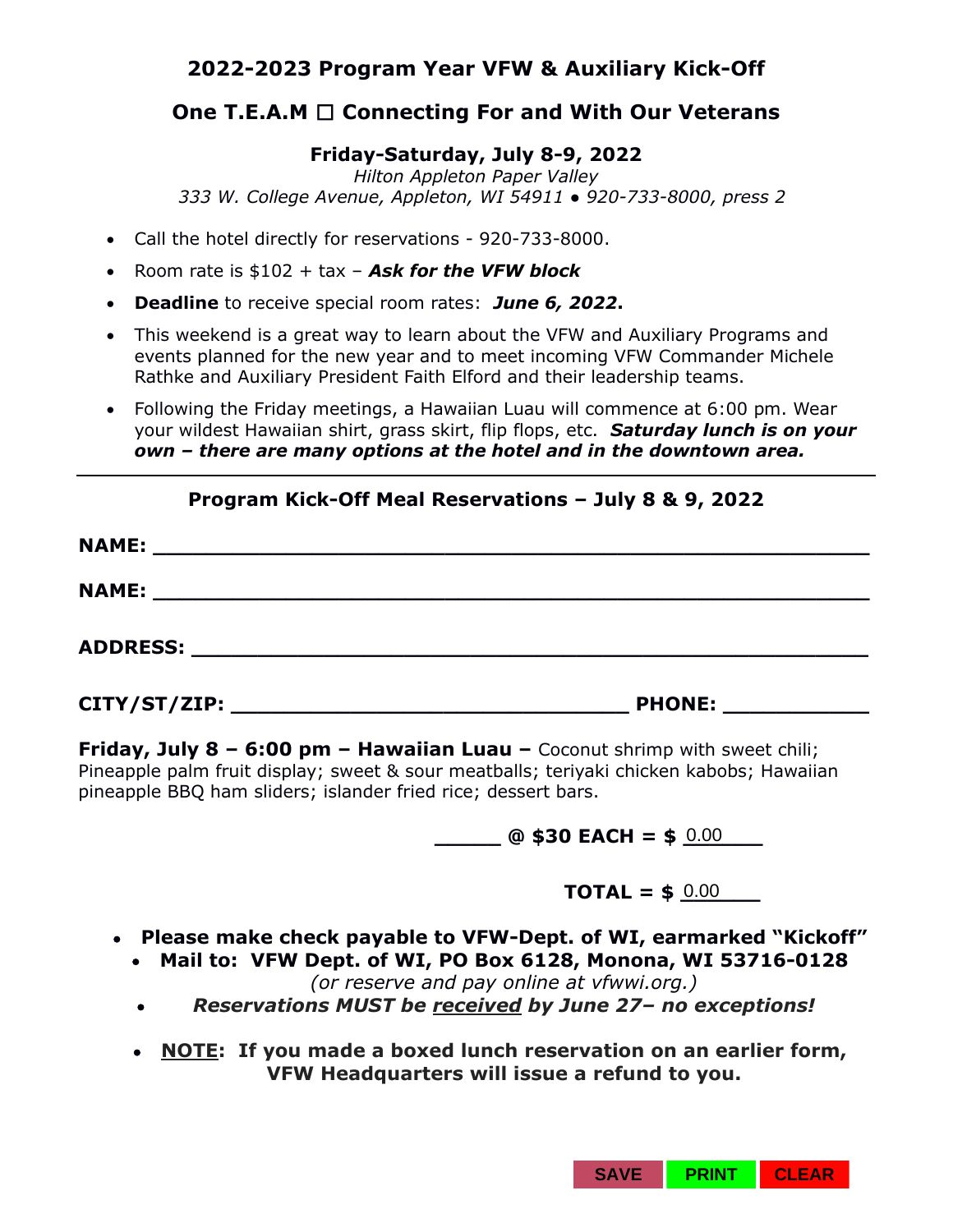## 2022-2023 Program Year VFW & Auxiliary Kick-Off

## One T.E.A.M ☐ Connecting For and With Our Veterans

**Friday-Saturday, July 8-9, 2022**

*Hilton Appleton Paper Valley*

*333 W. College Avenue, Appleton, WI 54911 • 920-733-8000, press 2*

- Call the hotel directly for reservations - 920-733-8000.
- Room rate is $102 + tax – ***Ask for the VFW block***
- **Deadline** to receive special room rates: ***June 6, 2022*.**
- This weekend is a great way to learn about the VFW and Auxiliary Programs and events planned for the new year and to meet incoming VFW Commander Michele Rathke and Auxiliary President Faith Elford and their leadership teams.
- Following the Friday meetings, a Hawaiian Luau will commence at 6:00 pm. Wear your wildest Hawaiian shirt, grass skirt, flip flops, etc. ***Saturday lunch is on your own – there are many options at the hotel and in the downtown area.***

---

**Program Kick-Off Meal Reservations – July 8 & 9, 2022**

**NAME:** ______________________________________________

**NAME:** ______________________________________________

**ADDRESS:** ______________________________________________

**CITY/ST/ZIP:** ______________________________ **PHONE:** ____________

**Friday, July 8 – 6:00 pm – Hawaiian Luau –** Coconut shrimp with sweet chili; Pineapple palm fruit display; sweet & sour meatballs; teriyaki chicken kabobs; Hawaiian pineapple BBQ ham sliders; islander fried rice; dessert bars.

_____ **@ $30 EACH = $** 0.00

**TOTAL = $** 0.00

- **Please make check payable to VFW-Dept. of WI, earmarked "Kickoff"**
  - **Mail to: VFW Dept. of WI, PO Box 6128, Monona, WI 53716-0128**

    *(or reserve and pay online at vfwwi.org.)*
  - ***Reservations MUST be <u>received</u> by June 27– no exceptions!***
- **<u>NOTE</u>: If you made a boxed lunch reservation on an earlier form, VFW Headquarters will issue a refund to you.**

SAVE PRINT CLEAR